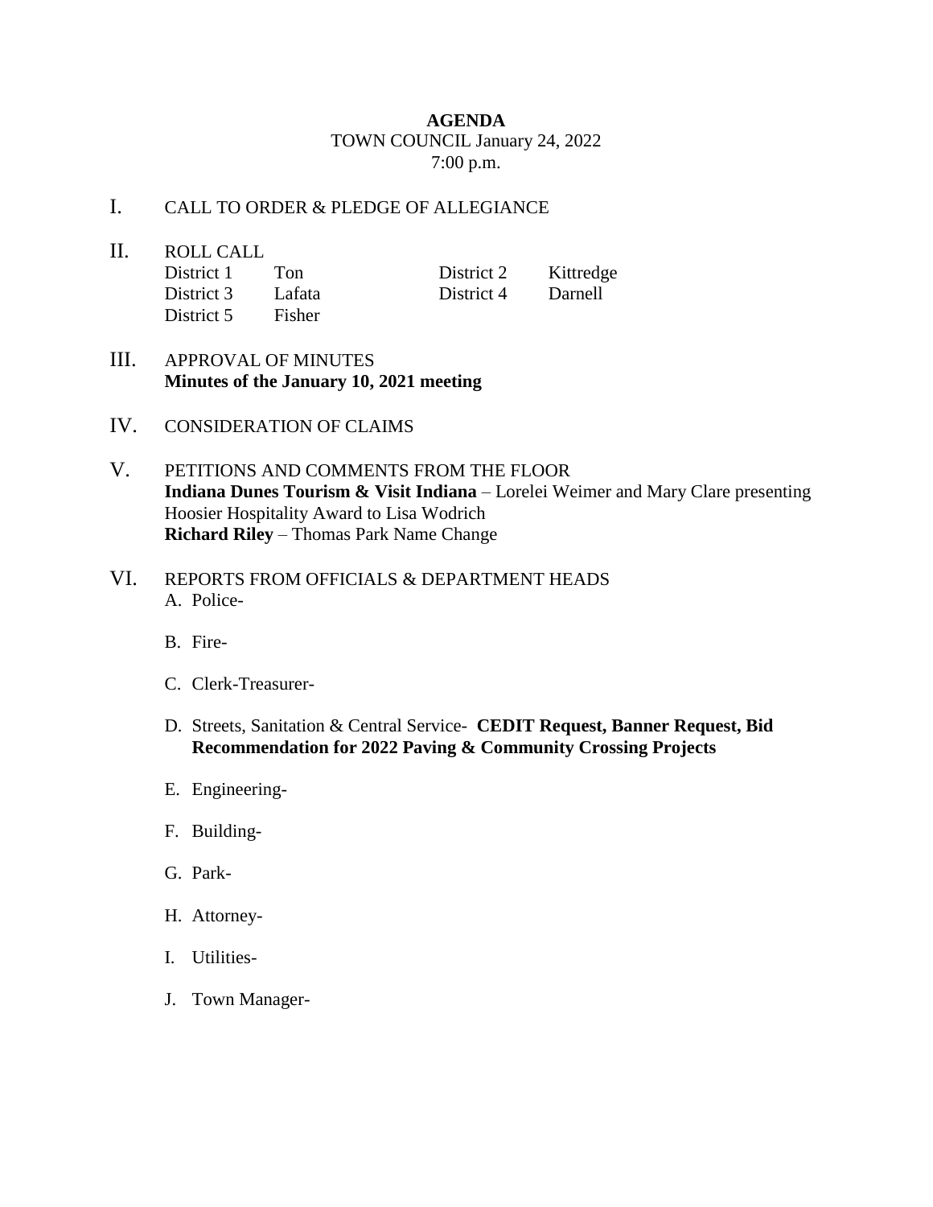# AGENDA

TOWN COUNCIL January 24, 2022
7:00 p.m.

I. CALL TO ORDER & PLEDGE OF ALLEGIANCE

II. ROLL CALL

| | | | |
|---|---|---|---|
| District 1 | Ton | District 2 | Kittredge |
| District 3 | Lafata | District 4 | Darnell |
| District 5 | Fisher | | |

III. APPROVAL OF MINUTES
**Minutes of the January 10, 2021 meeting**

IV. CONSIDERATION OF CLAIMS

V. PETITIONS AND COMMENTS FROM THE FLOOR
**Indiana Dunes Tourism & Visit Indiana** – Lorelei Weimer and Mary Clare presenting Hoosier Hospitality Award to Lisa Wodrich
**Richard Riley** – Thomas Park Name Change

VI. REPORTS FROM OFFICIALS & DEPARTMENT HEADS

A. Police-

B. Fire-

C. Clerk-Treasurer-

D. Streets, Sanitation & Central Service- **CEDIT Request, Banner Request, Bid Recommendation for 2022 Paving & Community Crossing Projects**

E. Engineering-

F. Building-

G. Park-

H. Attorney-

I. Utilities-

J. Town Manager-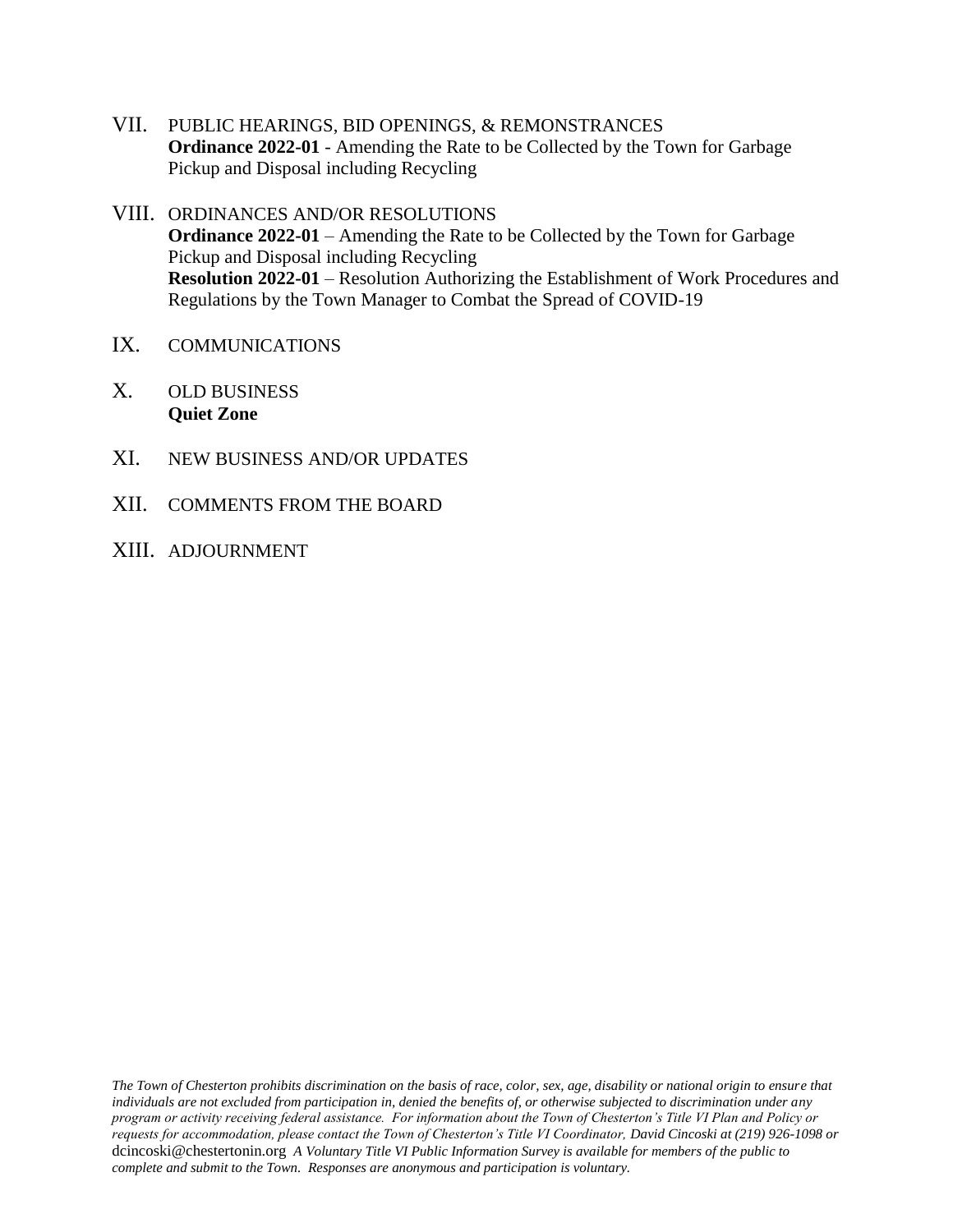VII. PUBLIC HEARINGS, BID OPENINGS, & REMONSTRANCES
**Ordinance 2022-01** - Amending the Rate to be Collected by the Town for Garbage Pickup and Disposal including Recycling

VIII. ORDINANCES AND/OR RESOLUTIONS
**Ordinance 2022-01** – Amending the Rate to be Collected by the Town for Garbage Pickup and Disposal including Recycling
**Resolution 2022-01** – Resolution Authorizing the Establishment of Work Procedures and Regulations by the Town Manager to Combat the Spread of COVID-19

IX. COMMUNICATIONS

X. OLD BUSINESS
**Quiet Zone**

XI. NEW BUSINESS AND/OR UPDATES

XII. COMMENTS FROM THE BOARD

XIII. ADJOURNMENT

*The Town of Chesterton prohibits discrimination on the basis of race, color, sex, age, disability or national origin to ensure that individuals are not excluded from participation in, denied the benefits of, or otherwise subjected to discrimination under any program or activity receiving federal assistance. For information about the Town of Chesterton's Title VI Plan and Policy or requests for accommodation, please contact the Town of Chesterton's Title VI Coordinator, David Cincoski at (219) 926-1098 or* dcincoski@chestertonin.org *A Voluntary Title VI Public Information Survey is available for members of the public to complete and submit to the Town. Responses are anonymous and participation is voluntary.*